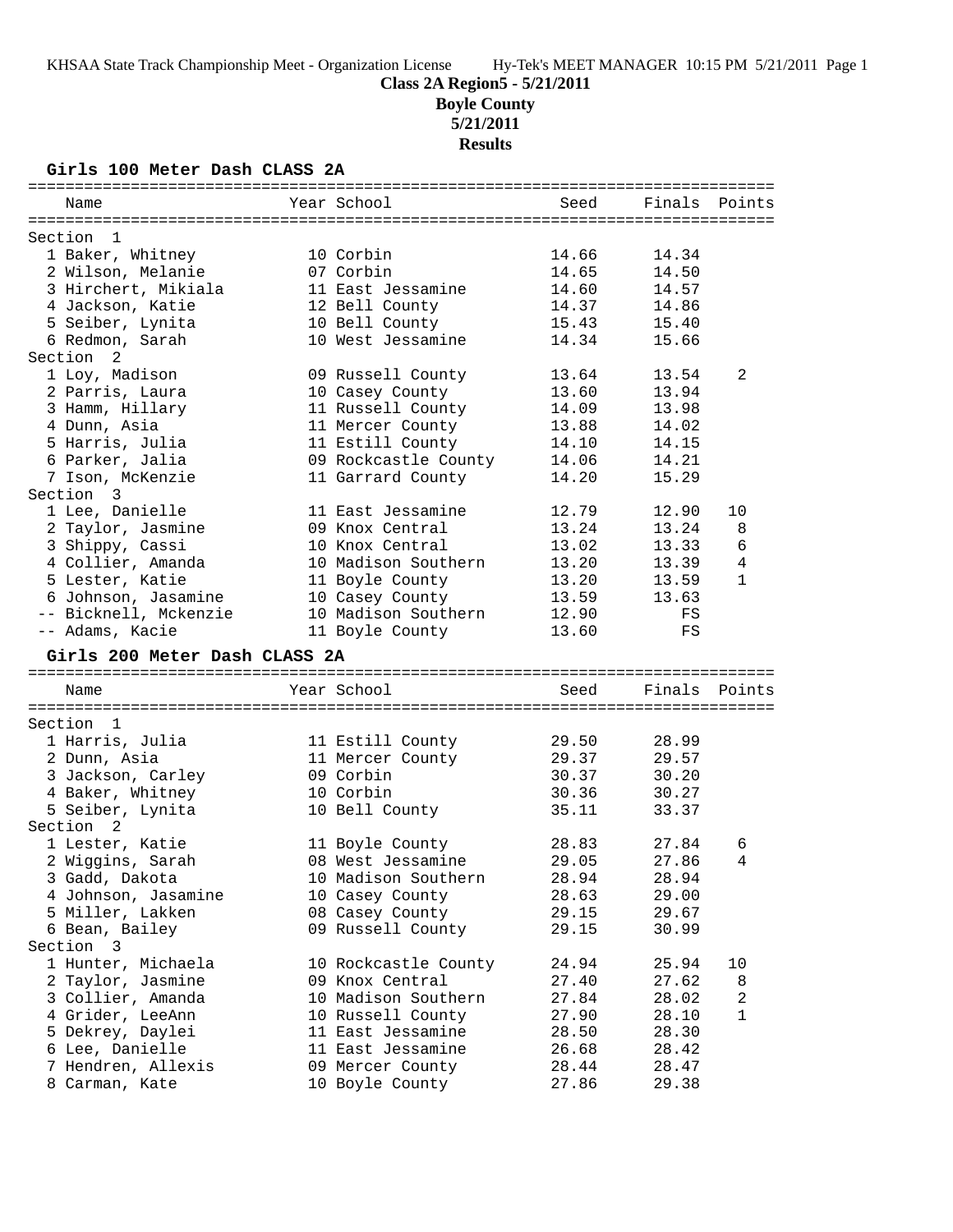**Class 2A Region5 - 5/21/2011**

**Boyle County**

**5/21/2011**

**Results**

### Girls 100 Meter Dash CLASS 2A

| Name | Year | School | Seed | Finals | Points |
|---|---|---|---|---|---|
| **Section 1** | | | | | |
| 1 Baker, Whitney | 10 | Corbin | 14.66 | 14.34 | |
| 2 Wilson, Melanie | 07 | Corbin | 14.65 | 14.50 | |
| 3 Hirchert, Mikiala | 11 | East Jessamine | 14.60 | 14.57 | |
| 4 Jackson, Katie | 12 | Bell County | 14.37 | 14.86 | |
| 5 Seiber, Lynita | 10 | Bell County | 15.43 | 15.40 | |
| 6 Redmon, Sarah | 10 | West Jessamine | 14.34 | 15.66 | |
| **Section 2** | | | | | |
| 1 Loy, Madison | 09 | Russell County | 13.64 | 13.54 | 2 |
| 2 Parris, Laura | 10 | Casey County | 13.60 | 13.94 | |
| 3 Hamm, Hillary | 11 | Russell County | 14.09 | 13.98 | |
| 4 Dunn, Asia | 11 | Mercer County | 13.88 | 14.02 | |
| 5 Harris, Julia | 11 | Estill County | 14.10 | 14.15 | |
| 6 Parker, Jalia | 09 | Rockcastle County | 14.06 | 14.21 | |
| 7 Ison, McKenzie | 11 | Garrard County | 14.20 | 15.29 | |
| **Section 3** | | | | | |
| 1 Lee, Danielle | 11 | East Jessamine | 12.79 | 12.90 | 10 |
| 2 Taylor, Jasmine | 09 | Knox Central | 13.24 | 13.24 | 8 |
| 3 Shippy, Cassi | 10 | Knox Central | 13.02 | 13.33 | 6 |
| 4 Collier, Amanda | 10 | Madison Southern | 13.20 | 13.39 | 4 |
| 5 Lester, Katie | 11 | Boyle County | 13.20 | 13.59 | 1 |
| 6 Johnson, Jasamine | 10 | Casey County | 13.59 | 13.63 | |
| -- Bicknell, Mckenzie | 10 | Madison Southern | 12.90 | FS | |
| -- Adams, Kacie | 11 | Boyle County | 13.60 | FS | |

### Girls 200 Meter Dash CLASS 2A

| Name | Year | School | Seed | Finals | Points |
|---|---|---|---|---|---|
| **Section 1** | | | | | |
| 1 Harris, Julia | 11 | Estill County | 29.50 | 28.99 | |
| 2 Dunn, Asia | 11 | Mercer County | 29.37 | 29.57 | |
| 3 Jackson, Carley | 09 | Corbin | 30.37 | 30.20 | |
| 4 Baker, Whitney | 10 | Corbin | 30.36 | 30.27 | |
| 5 Seiber, Lynita | 10 | Bell County | 35.11 | 33.37 | |
| **Section 2** | | | | | |
| 1 Lester, Katie | 11 | Boyle County | 28.83 | 27.84 | 6 |
| 2 Wiggins, Sarah | 08 | West Jessamine | 29.05 | 27.86 | 4 |
| 3 Gadd, Dakota | 10 | Madison Southern | 28.94 | 28.94 | |
| 4 Johnson, Jasamine | 10 | Casey County | 28.63 | 29.00 | |
| 5 Miller, Lakken | 08 | Casey County | 29.15 | 29.67 | |
| 6 Bean, Bailey | 09 | Russell County | 29.15 | 30.99 | |
| **Section 3** | | | | | |
| 1 Hunter, Michaela | 10 | Rockcastle County | 24.94 | 25.94 | 10 |
| 2 Taylor, Jasmine | 09 | Knox Central | 27.40 | 27.62 | 8 |
| 3 Collier, Amanda | 10 | Madison Southern | 27.84 | 28.02 | 2 |
| 4 Grider, LeeAnn | 10 | Russell County | 27.90 | 28.10 | 1 |
| 5 Dekrey, Daylei | 11 | East Jessamine | 28.50 | 28.30 | |
| 6 Lee, Danielle | 11 | East Jessamine | 26.68 | 28.42 | |
| 7 Hendren, Allexis | 09 | Mercer County | 28.44 | 28.47 | |
| 8 Carman, Kate | 10 | Boyle County | 27.86 | 29.38 | |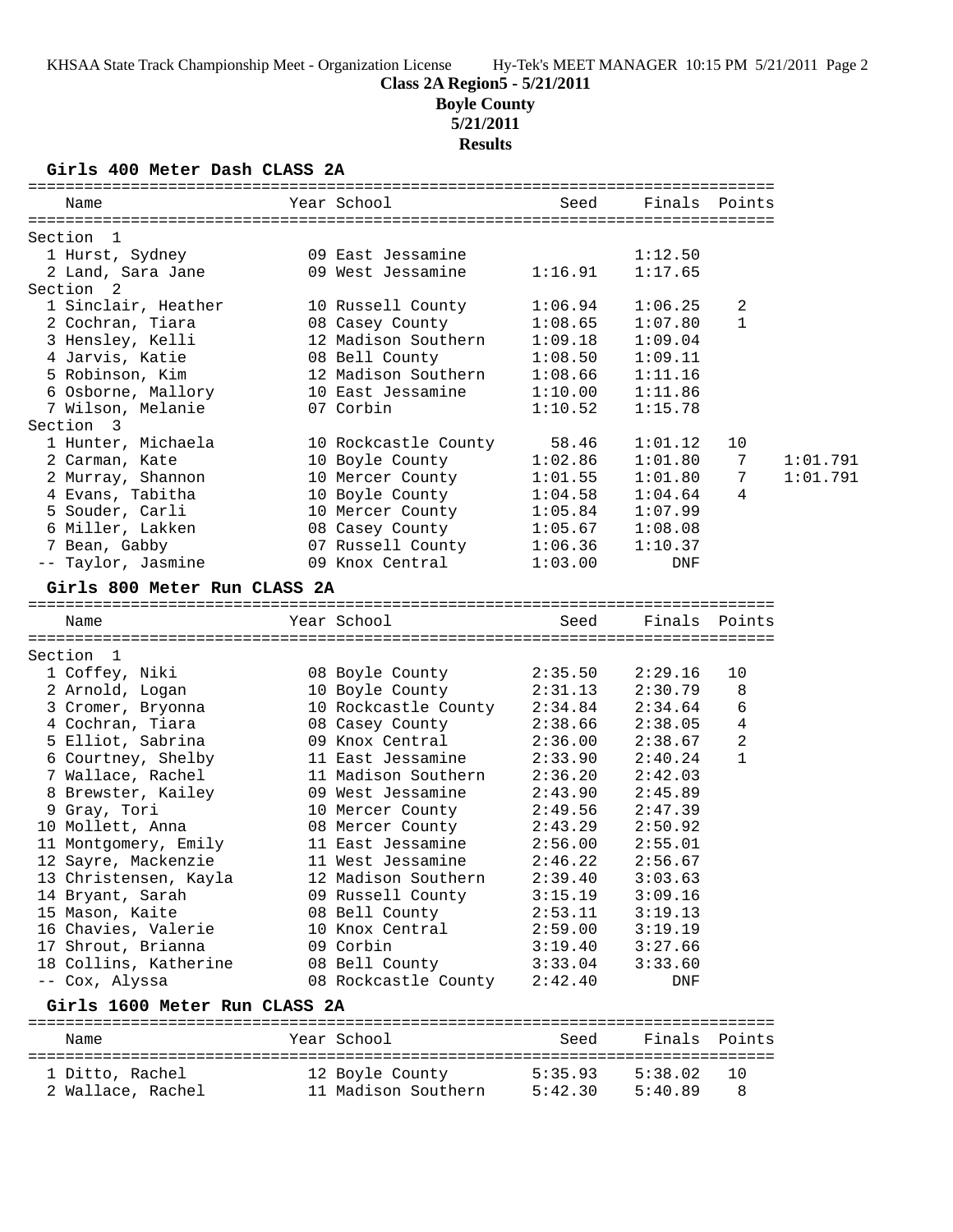KHSAA State Track Championship Meet - Organization License Hy-Tek's MEET MANAGER 10:15 PM 5/21/2011

**Class 2A Region5 - 5/21/2011**
**Boyle County**
**5/21/2011**
**Results**

### Girls 400 Meter Dash CLASS 2A

| | Name | Year | School | Seed | Finals | Points | |
|---|---|---|---|---|---|---|---|
| **Section 1** | | | | | | | |
| 1 | Hurst, Sydney | 09 | East Jessamine | | 1:12.50 | | |
| 2 | Land, Sara Jane | 09 | West Jessamine | 1:16.91 | 1:17.65 | | |
| **Section 2** | | | | | | | |
| 1 | Sinclair, Heather | 10 | Russell County | 1:06.94 | 1:06.25 | 2 | |
| 2 | Cochran, Tiara | 08 | Casey County | 1:08.65 | 1:07.80 | 1 | |
| 3 | Hensley, Kelli | 12 | Madison Southern | 1:09.18 | 1:09.04 | | |
| 4 | Jarvis, Katie | 08 | Bell County | 1:08.50 | 1:09.11 | | |
| 5 | Robinson, Kim | 12 | Madison Southern | 1:08.66 | 1:11.16 | | |
| 6 | Osborne, Mallory | 10 | East Jessamine | 1:10.00 | 1:11.86 | | |
| 7 | Wilson, Melanie | 07 | Corbin | 1:10.52 | 1:15.78 | | |
| **Section 3** | | | | | | | |
| 1 | Hunter, Michaela | 10 | Rockcastle County | 58.46 | 1:01.12 | 10 | |
| 2 | Carman, Kate | 10 | Boyle County | 1:02.86 | 1:01.80 | 7 | 1:01.791 |
| 2 | Murray, Shannon | 10 | Mercer County | 1:01.55 | 1:01.80 | 7 | 1:01.791 |
| 4 | Evans, Tabitha | 10 | Boyle County | 1:04.58 | 1:04.64 | 4 | |
| 5 | Souder, Carli | 10 | Mercer County | 1:05.84 | 1:07.99 | | |
| 6 | Miller, Lakken | 08 | Casey County | 1:05.67 | 1:08.08 | | |
| 7 | Bean, Gabby | 07 | Russell County | 1:06.36 | 1:10.37 | | |
| -- | Taylor, Jasmine | 09 | Knox Central | 1:03.00 | DNF | | |

### Girls 800 Meter Run CLASS 2A

| | Name | Year | School | Seed | Finals | Points |
|---|---|---|---|---|---|---|
| **Section 1** | | | | | | |
| 1 | Coffey, Niki | 08 | Boyle County | 2:35.50 | 2:29.16 | 10 |
| 2 | Arnold, Logan | 10 | Boyle County | 2:31.13 | 2:30.79 | 8 |
| 3 | Cromer, Bryonna | 10 | Rockcastle County | 2:34.84 | 2:34.64 | 6 |
| 4 | Cochran, Tiara | 08 | Casey County | 2:38.66 | 2:38.05 | 4 |
| 5 | Elliot, Sabrina | 09 | Knox Central | 2:36.00 | 2:38.67 | 2 |
| 6 | Courtney, Shelby | 11 | East Jessamine | 2:33.90 | 2:40.24 | 1 |
| 7 | Wallace, Rachel | 11 | Madison Southern | 2:36.20 | 2:42.03 | |
| 8 | Brewster, Kailey | 09 | West Jessamine | 2:43.90 | 2:45.89 | |
| 9 | Gray, Tori | 10 | Mercer County | 2:49.56 | 2:47.39 | |
| 10 | Mollett, Anna | 08 | Mercer County | 2:43.29 | 2:50.92 | |
| 11 | Montgomery, Emily | 11 | East Jessamine | 2:56.00 | 2:55.01 | |
| 12 | Sayre, Mackenzie | 11 | West Jessamine | 2:46.22 | 2:56.67 | |
| 13 | Christensen, Kayla | 12 | Madison Southern | 2:39.40 | 3:03.63 | |
| 14 | Bryant, Sarah | 09 | Russell County | 3:15.19 | 3:09.16 | |
| 15 | Mason, Kaite | 08 | Bell County | 2:53.11 | 3:19.13 | |
| 16 | Chavies, Valerie | 10 | Knox Central | 2:59.00 | 3:19.19 | |
| 17 | Shrout, Brianna | 09 | Corbin | 3:19.40 | 3:27.66 | |
| 18 | Collins, Katherine | 08 | Bell County | 3:33.04 | 3:33.60 | |
| -- | Cox, Alyssa | 08 | Rockcastle County | 2:42.40 | DNF | |

### Girls 1600 Meter Run CLASS 2A

| | Name | Year | School | Seed | Finals | Points |
|---|---|---|---|---|---|---|
| 1 | Ditto, Rachel | 12 | Boyle County | 5:35.93 | 5:38.02 | 10 |
| 2 | Wallace, Rachel | 11 | Madison Southern | 5:42.30 | 5:40.89 | 8 |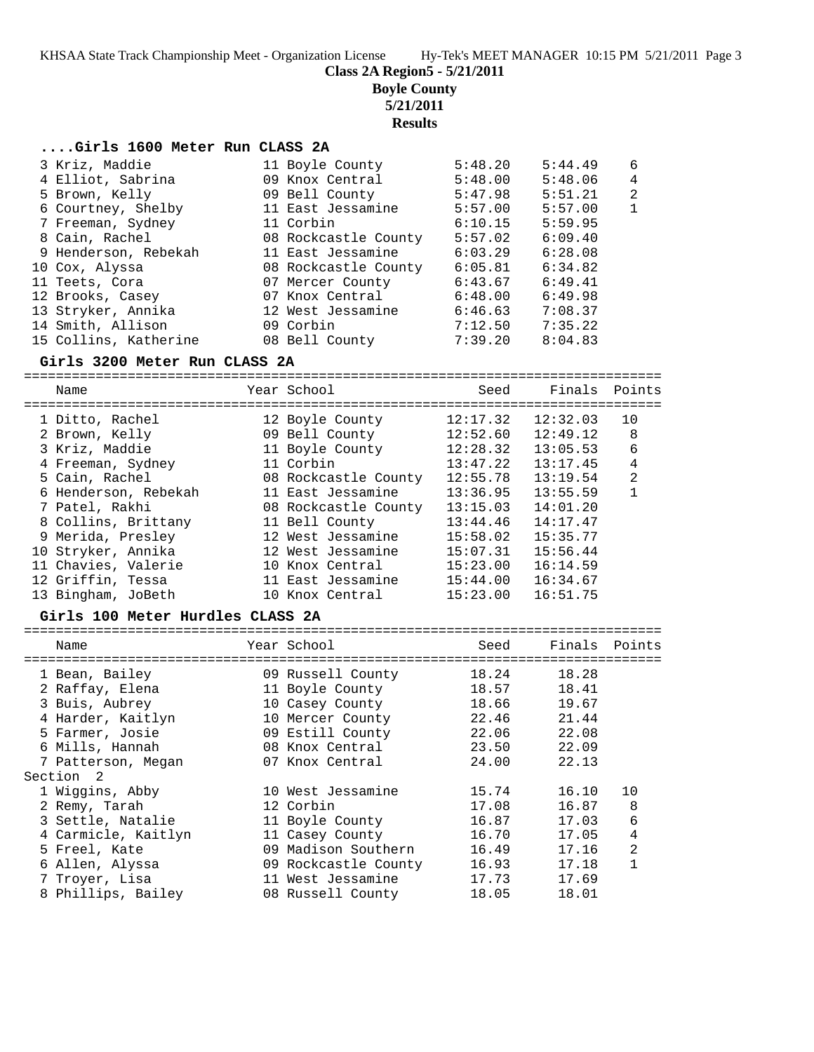**Class 2A Region5 - 5/21/2011**

**Boyle County**

**5/21/2011**

**Results**

### ....Girls 1600 Meter Run CLASS 2A

| | Name | Year | School | Seed | Finals | Points |
|---|---|---|---|---|---|---|
| 3 | Kriz, Maddie | 11 | Boyle County | 5:48.20 | 5:44.49 | 6 |
| 4 | Elliot, Sabrina | 09 | Knox Central | 5:48.00 | 5:48.06 | 4 |
| 5 | Brown, Kelly | 09 | Bell County | 5:47.98 | 5:51.21 | 2 |
| 6 | Courtney, Shelby | 11 | East Jessamine | 5:57.00 | 5:57.00 | 1 |
| 7 | Freeman, Sydney | 11 | Corbin | 6:10.15 | 5:59.95 | |
| 8 | Cain, Rachel | 08 | Rockcastle County | 5:57.02 | 6:09.40 | |
| 9 | Henderson, Rebekah | 11 | East Jessamine | 6:03.29 | 6:28.08 | |
| 10 | Cox, Alyssa | 08 | Rockcastle County | 6:05.81 | 6:34.82 | |
| 11 | Teets, Cora | 07 | Mercer County | 6:43.67 | 6:49.41 | |
| 12 | Brooks, Casey | 07 | Knox Central | 6:48.00 | 6:49.98 | |
| 13 | Stryker, Annika | 12 | West Jessamine | 6:46.63 | 7:08.37 | |
| 14 | Smith, Allison | 09 | Corbin | 7:12.50 | 7:35.22 | |
| 15 | Collins, Katherine | 08 | Bell County | 7:39.20 | 8:04.83 | |

### Girls 3200 Meter Run CLASS 2A

| | Name | Year | School | Seed | Finals | Points |
|---|---|---|---|---|---|---|
| 1 | Ditto, Rachel | 12 | Boyle County | 12:17.32 | 12:32.03 | 10 |
| 2 | Brown, Kelly | 09 | Bell County | 12:52.60 | 12:49.12 | 8 |
| 3 | Kriz, Maddie | 11 | Boyle County | 12:28.32 | 13:05.53 | 6 |
| 4 | Freeman, Sydney | 11 | Corbin | 13:47.22 | 13:17.45 | 4 |
| 5 | Cain, Rachel | 08 | Rockcastle County | 12:55.78 | 13:19.54 | 2 |
| 6 | Henderson, Rebekah | 11 | East Jessamine | 13:36.95 | 13:55.59 | 1 |
| 7 | Patel, Rakhi | 08 | Rockcastle County | 13:15.03 | 14:01.20 | |
| 8 | Collins, Brittany | 11 | Bell County | 13:44.46 | 14:17.47 | |
| 9 | Merida, Presley | 12 | West Jessamine | 15:58.02 | 15:35.77 | |
| 10 | Stryker, Annika | 12 | West Jessamine | 15:07.31 | 15:56.44 | |
| 11 | Chavies, Valerie | 10 | Knox Central | 15:23.00 | 16:14.59 | |
| 12 | Griffin, Tessa | 11 | East Jessamine | 15:44.00 | 16:34.67 | |
| 13 | Bingham, JoBeth | 10 | Knox Central | 15:23.00 | 16:51.75 | |

### Girls 100 Meter Hurdles CLASS 2A

| | Name | Year | School | Seed | Finals | Points |
|---|---|---|---|---|---|---|
| 1 | Bean, Bailey | 09 | Russell County | 18.24 | 18.28 | |
| 2 | Raffay, Elena | 11 | Boyle County | 18.57 | 18.41 | |
| 3 | Buis, Aubrey | 10 | Casey County | 18.66 | 19.67 | |
| 4 | Harder, Kaitlyn | 10 | Mercer County | 22.46 | 21.44 | |
| 5 | Farmer, Josie | 09 | Estill County | 22.06 | 22.08 | |
| 6 | Mills, Hannah | 08 | Knox Central | 23.50 | 22.09 | |
| 7 | Patterson, Megan | 07 | Knox Central | 24.00 | 22.13 | |
| **Section 2** | | | | | | |
| 1 | Wiggins, Abby | 10 | West Jessamine | 15.74 | 16.10 | 10 |
| 2 | Remy, Tarah | 12 | Corbin | 17.08 | 16.87 | 8 |
| 3 | Settle, Natalie | 11 | Boyle County | 16.87 | 17.03 | 6 |
| 4 | Carmicle, Kaitlyn | 11 | Casey County | 16.70 | 17.05 | 4 |
| 5 | Freel, Kate | 09 | Madison Southern | 16.49 | 17.16 | 2 |
| 6 | Allen, Alyssa | 09 | Rockcastle County | 16.93 | 17.18 | 1 |
| 7 | Troyer, Lisa | 11 | West Jessamine | 17.73 | 17.69 | |
| 8 | Phillips, Bailey | 08 | Russell County | 18.05 | 18.01 | |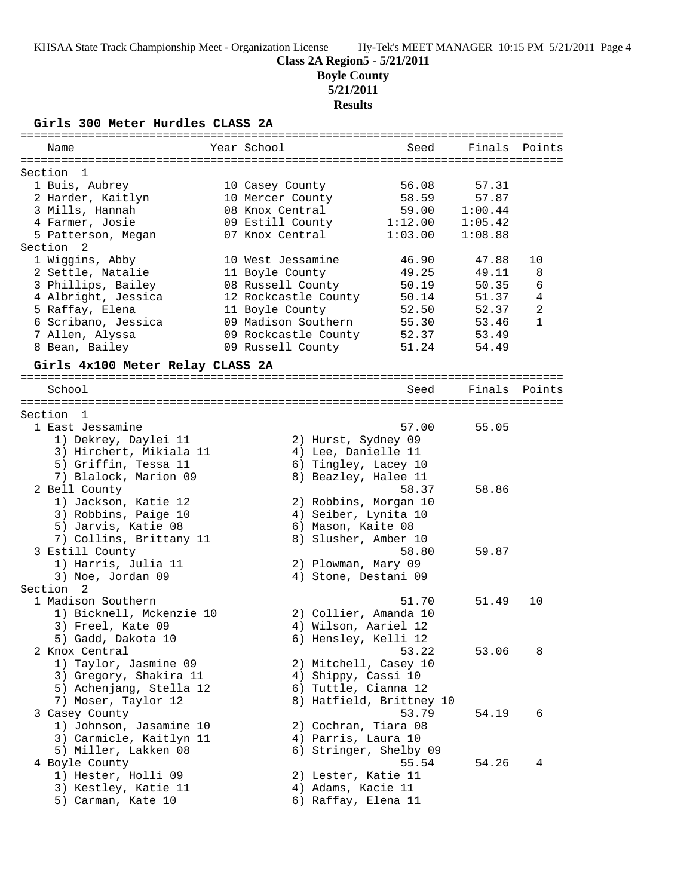**Class 2A Region5 - 5/21/2011**
**Boyle County**
**5/21/2011**
**Results**

### Girls 300 Meter Hurdles CLASS 2A

| Name | Year | School | Seed | Finals | Points |
|---|---|---|---|---|---|
| **Section 1** | | | | | |
| 1 Buis, Aubrey | 10 | Casey County | 56.08 | 57.31 | |
| 2 Harder, Kaitlyn | 10 | Mercer County | 58.59 | 57.87 | |
| 3 Mills, Hannah | 08 | Knox Central | 59.00 | 1:00.44 | |
| 4 Farmer, Josie | 09 | Estill County | 1:12.00 | 1:05.42 | |
| 5 Patterson, Megan | 07 | Knox Central | 1:03.00 | 1:08.88 | |
| **Section 2** | | | | | |
| 1 Wiggins, Abby | 10 | West Jessamine | 46.90 | 47.88 | 10 |
| 2 Settle, Natalie | 11 | Boyle County | 49.25 | 49.11 | 8 |
| 3 Phillips, Bailey | 08 | Russell County | 50.19 | 50.35 | 6 |
| 4 Albright, Jessica | 12 | Rockcastle County | 50.14 | 51.37 | 4 |
| 5 Raffay, Elena | 11 | Boyle County | 52.50 | 52.37 | 2 |
| 6 Scribano, Jessica | 09 | Madison Southern | 55.30 | 53.46 | 1 |
| 7 Allen, Alyssa | 09 | Rockcastle County | 52.37 | 53.49 | |
| 8 Bean, Bailey | 09 | Russell County | 51.24 | 54.49 | |

### Girls 4x100 Meter Relay CLASS 2A

| School | Seed | Finals | Points |
|---|---|---|---|
| **Section 1** | | | |
| 1 East Jessamine | 57.00 | 55.05 | |
| 1) Dekrey, Daylei 11; 2) Hurst, Sydney 09; 3) Hirchert, Mikiala 11; 4) Lee, Danielle 11; 5) Griffin, Tessa 11; 6) Tingley, Lacey 10; 7) Blalock, Marion 09; 8) Beazley, Halee 11 | | | |
| 2 Bell County | 58.37 | 58.86 | |
| 1) Jackson, Katie 12; 2) Robbins, Morgan 10; 3) Robbins, Paige 10; 4) Seiber, Lynita 10; 5) Jarvis, Katie 08; 6) Mason, Kaite 08; 7) Collins, Brittany 11; 8) Slusher, Amber 10 | | | |
| 3 Estill County | 58.80 | 59.87 | |
| 1) Harris, Julia 11; 2) Plowman, Mary 09; 3) Noe, Jordan 09; 4) Stone, Destani 09 | | | |
| **Section 2** | | | |
| 1 Madison Southern | 51.70 | 51.49 | 10 |
| 1) Bicknell, Mckenzie 10; 2) Collier, Amanda 10; 3) Freel, Kate 09; 4) Wilson, Aariel 12; 5) Gadd, Dakota 10; 6) Hensley, Kelli 12 | | | |
| 2 Knox Central | 53.22 | 53.06 | 8 |
| 1) Taylor, Jasmine 09; 2) Mitchell, Casey 10; 3) Gregory, Shakira 11; 4) Shippy, Cassi 10; 5) Achenjang, Stella 12; 6) Tuttle, Cianna 12; 7) Moser, Taylor 12; 8) Hatfield, Brittney 10 | | | |
| 3 Casey County | 53.79 | 54.19 | 6 |
| 1) Johnson, Jasamine 10; 2) Cochran, Tiara 08; 3) Carmicle, Kaitlyn 11; 4) Parris, Laura 10; 5) Miller, Lakken 08; 6) Stringer, Shelby 09 | | | |
| 4 Boyle County | 55.54 | 54.26 | 4 |
| 1) Hester, Holli 09; 2) Lester, Katie 11; 3) Kestley, Katie 11; 4) Adams, Kacie 11; 5) Carman, Kate 10; 6) Raffay, Elena 11 | | | |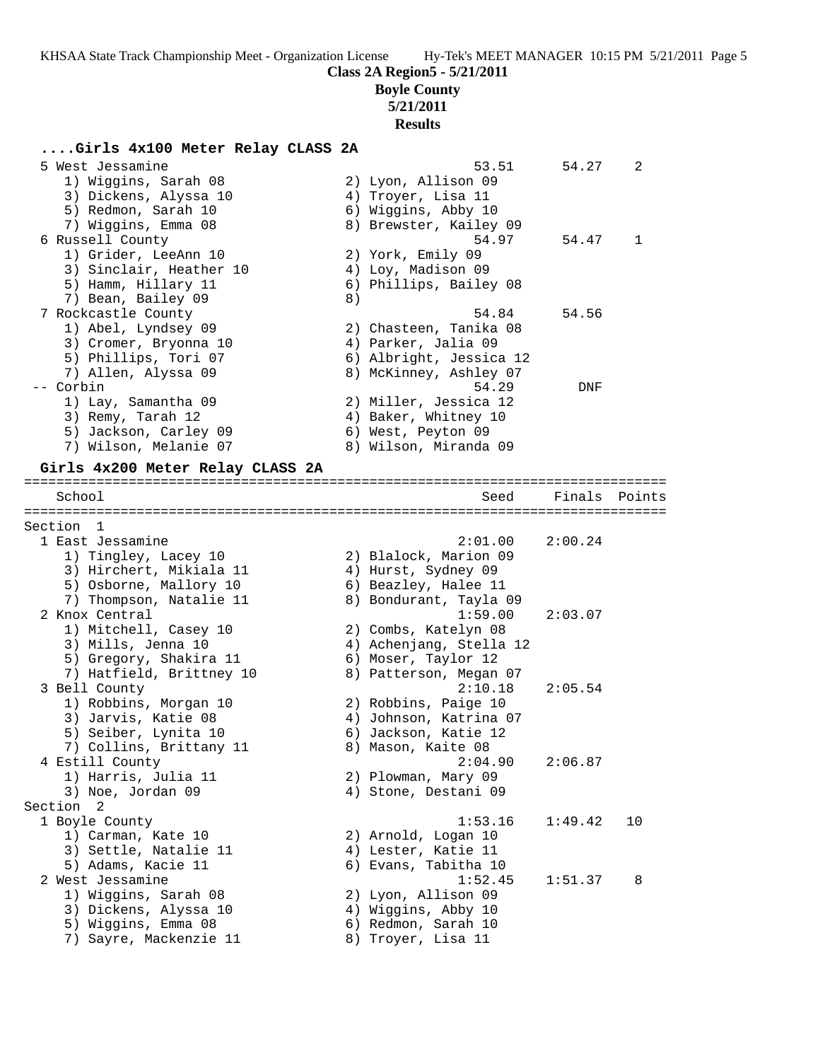**Class 2A Region5 - 5/21/2011**
**Boyle County**
**5/21/2011**
**Results**

### ....Girls 4x100 Meter Relay CLASS 2A

```
  5 West Jessamine                                      53.51      54.27    2
     1) Wiggins, Sarah 08               2) Lyon, Allison 09
     3) Dickens, Alyssa 10              4) Troyer, Lisa 11
     5) Redmon, Sarah 10                6) Wiggins, Abby 10
     7) Wiggins, Emma 08                8) Brewster, Kailey 09
  6 Russell County                                      54.97      54.47    1
     1) Grider, LeeAnn 10               2) York, Emily 09
     3) Sinclair, Heather 10            4) Loy, Madison 09
     5) Hamm, Hillary 11                6) Phillips, Bailey 08
     7) Bean, Bailey 09                 8)
  7 Rockcastle County                                   54.84      54.56
     1) Abel, Lyndsey 09                2) Chasteen, Tanika 08
     3) Cromer, Bryonna 10              4) Parker, Jalia 09
     5) Phillips, Tori 07               6) Albright, Jessica 12
     7) Allen, Alyssa 09                8) McKinney, Ashley 07
 -- Corbin                                              54.29        DNF
     1) Lay, Samantha 09                2) Miller, Jessica 12
     3) Remy, Tarah 12                  4) Baker, Whitney 10
     5) Jackson, Carley 09              6) West, Peyton 09
     7) Wilson, Melanie 07              8) Wilson, Miranda 09
```

### Girls 4x200 Meter Relay CLASS 2A

```
================================================================================
    School                                               Seed    Finals  Points
================================================================================
Section  1
  1 East Jessamine                                    2:01.00    2:00.24
     1) Tingley, Lacey 10               2) Blalock, Marion 09
     3) Hirchert, Mikiala 11            4) Hurst, Sydney 09
     5) Osborne, Mallory 10             6) Beazley, Halee 11
     7) Thompson, Natalie 11            8) Bondurant, Tayla 09
  2 Knox Central                                      1:59.00    2:03.07
     1) Mitchell, Casey 10              2) Combs, Katelyn 08
     3) Mills, Jenna 10                 4) Achenjang, Stella 12
     5) Gregory, Shakira 11             6) Moser, Taylor 12
     7) Hatfield, Brittney 10           8) Patterson, Megan 07
  3 Bell County                                       2:10.18    2:05.54
     1) Robbins, Morgan 10              2) Robbins, Paige 10
     3) Jarvis, Katie 08                4) Johnson, Katrina 07
     5) Seiber, Lynita 10               6) Jackson, Katie 12
     7) Collins, Brittany 11            8) Mason, Kaite 08
  4 Estill County                                     2:04.90    2:06.87
     1) Harris, Julia 11                2) Plowman, Mary 09
     3) Noe, Jordan 09                  4) Stone, Destani 09
Section  2
  1 Boyle County                                      1:53.16    1:49.42   10
     1) Carman, Kate 10                 2) Arnold, Logan 10
     3) Settle, Natalie 11              4) Lester, Katie 11
     5) Adams, Kacie 11                 6) Evans, Tabitha 10
  2 West Jessamine                                    1:52.45    1:51.37    8
     1) Wiggins, Sarah 08               2) Lyon, Allison 09
     3) Dickens, Alyssa 10              4) Wiggins, Abby 10
     5) Wiggins, Emma 08                6) Redmon, Sarah 10
     7) Sayre, Mackenzie 11             8) Troyer, Lisa 11
```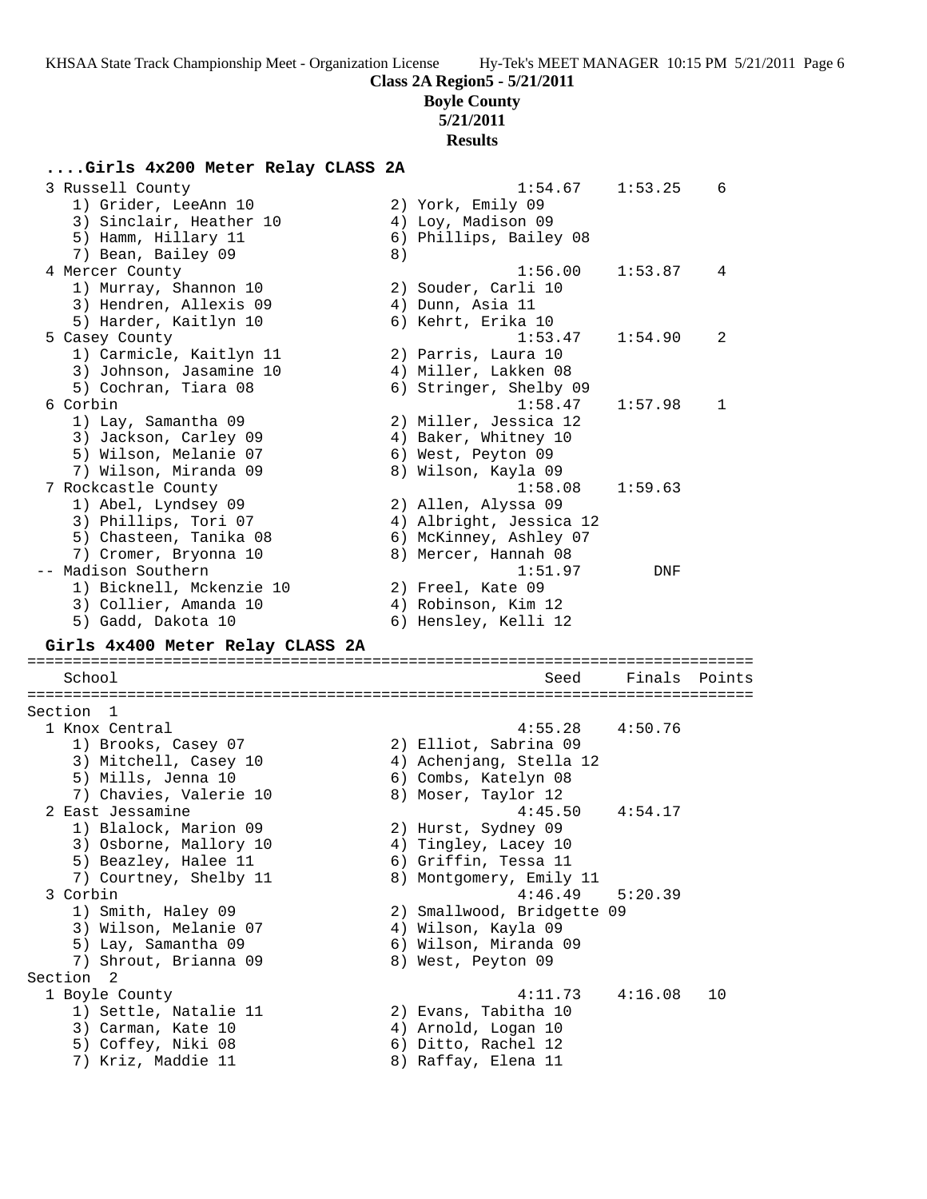**Class 2A Region5 - 5/21/2011**

**Boyle County**

**5/21/2011**

**Results**

### ....Girls 4x200 Meter Relay CLASS 2A

```
  3 Russell County                                      1:54.67    1:53.25    6
     1) Grider, LeeAnn 10               2) York, Emily 09
     3) Sinclair, Heather 10            4) Loy, Madison 09
     5) Hamm, Hillary 11                6) Phillips, Bailey 08
     7) Bean, Bailey 09                 8)
  4 Mercer County                                       1:56.00    1:53.87    4
     1) Murray, Shannon 10              2) Souder, Carli 10
     3) Hendren, Allexis 09             4) Dunn, Asia 11
     5) Harder, Kaitlyn 10              6) Kehrt, Erika 10
  5 Casey County                                        1:53.47    1:54.90    2
     1) Carmicle, Kaitlyn 11            2) Parris, Laura 10
     3) Johnson, Jasamine 10            4) Miller, Lakken 08
     5) Cochran, Tiara 08               6) Stringer, Shelby 09
  6 Corbin                                              1:58.47    1:57.98    1
     1) Lay, Samantha 09                2) Miller, Jessica 12
     3) Jackson, Carley 09              4) Baker, Whitney 10
     5) Wilson, Melanie 07              6) West, Peyton 09
     7) Wilson, Miranda 09              8) Wilson, Kayla 09
  7 Rockcastle County                                   1:58.08    1:59.63
     1) Abel, Lyndsey 09                2) Allen, Alyssa 09
     3) Phillips, Tori 07               4) Albright, Jessica 12
     5) Chasteen, Tanika 08             6) McKinney, Ashley 07
     7) Cromer, Bryonna 10              8) Mercer, Hannah 08
 -- Madison Southern                                    1:51.97        DNF
     1) Bicknell, Mckenzie 10           2) Freel, Kate 09
     3) Collier, Amanda 10              4) Robinson, Kim 12
     5) Gadd, Dakota 10                 6) Hensley, Kelli 12
```

### Girls 4x400 Meter Relay CLASS 2A

```
================================================================================
    School                                               Seed     Finals  Points
================================================================================
Section  1
  1 Knox Central                                        4:55.28    4:50.76
     1) Brooks, Casey 07                2) Elliot, Sabrina 09
     3) Mitchell, Casey 10              4) Achenjang, Stella 12
     5) Mills, Jenna 10                 6) Combs, Katelyn 08
     7) Chavies, Valerie 10             8) Moser, Taylor 12
  2 East Jessamine                                      4:45.50    4:54.17
     1) Blalock, Marion 09              2) Hurst, Sydney 09
     3) Osborne, Mallory 10             4) Tingley, Lacey 10
     5) Beazley, Halee 11               6) Griffin, Tessa 11
     7) Courtney, Shelby 11             8) Montgomery, Emily 11
  3 Corbin                                              4:46.49    5:20.39
     1) Smith, Haley 09                 2) Smallwood, Bridgette 09
     3) Wilson, Melanie 07              4) Wilson, Kayla 09
     5) Lay, Samantha 09                6) Wilson, Miranda 09
     7) Shrout, Brianna 09              8) West, Peyton 09
Section  2
  1 Boyle County                                        4:11.73    4:16.08   10
     1) Settle, Natalie 11              2) Evans, Tabitha 10
     3) Carman, Kate 10                 4) Arnold, Logan 10
     5) Coffey, Niki 08                 6) Ditto, Rachel 12
     7) Kriz, Maddie 11                 8) Raffay, Elena 11
```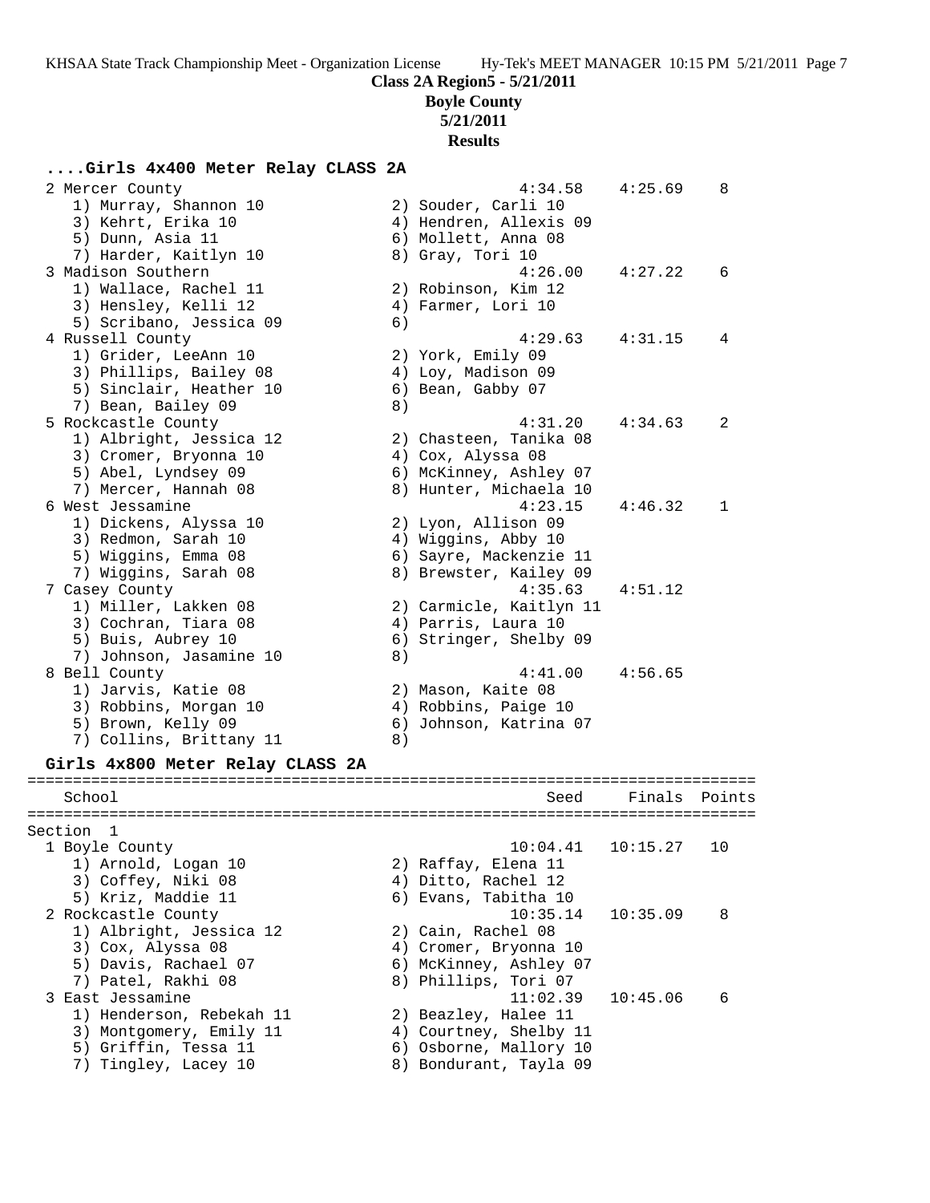**Class 2A Region5 - 5/21/2011**

**Boyle County**

**5/21/2011**

**Results**

### ....Girls 4x400 Meter Relay CLASS 2A

```
  2 Mercer County                                     4:34.58    4:25.69    8
     1) Murray, Shannon 10              2) Souder, Carli 10
     3) Kehrt, Erika 10                 4) Hendren, Allexis 09
     5) Dunn, Asia 11                   6) Mollett, Anna 08
     7) Harder, Kaitlyn 10              8) Gray, Tori 10
  3 Madison Southern                                  4:26.00    4:27.22    6
     1) Wallace, Rachel 11              2) Robinson, Kim 12
     3) Hensley, Kelli 12               4) Farmer, Lori 10
     5) Scribano, Jessica 09            6)
  4 Russell County                                    4:29.63    4:31.15    4
     1) Grider, LeeAnn 10               2) York, Emily 09
     3) Phillips, Bailey 08             4) Loy, Madison 09
     5) Sinclair, Heather 10            6) Bean, Gabby 07
     7) Bean, Bailey 09                 8)
  5 Rockcastle County                                 4:31.20    4:34.63    2
     1) Albright, Jessica 12            2) Chasteen, Tanika 08
     3) Cromer, Bryonna 10              4) Cox, Alyssa 08
     5) Abel, Lyndsey 09                6) McKinney, Ashley 07
     7) Mercer, Hannah 08               8) Hunter, Michaela 10
  6 West Jessamine                                    4:23.15    4:46.32    1
     1) Dickens, Alyssa 10              2) Lyon, Allison 09
     3) Redmon, Sarah 10                4) Wiggins, Abby 10
     5) Wiggins, Emma 08                6) Sayre, Mackenzie 11
     7) Wiggins, Sarah 08               8) Brewster, Kailey 09
  7 Casey County                                      4:35.63    4:51.12
     1) Miller, Lakken 08               2) Carmicle, Kaitlyn 11
     3) Cochran, Tiara 08               4) Parris, Laura 10
     5) Buis, Aubrey 10                 6) Stringer, Shelby 09
     7) Johnson, Jasamine 10            8)
  8 Bell County                                       4:41.00    4:56.65
     1) Jarvis, Katie 08                2) Mason, Kaite 08
     3) Robbins, Morgan 10              4) Robbins, Paige 10
     5) Brown, Kelly 09                 6) Johnson, Katrina 07
     7) Collins, Brittany 11            8)
```

### Girls 4x800 Meter Relay CLASS 2A

```
================================================================================
    School                                               Seed     Finals  Points
================================================================================
Section  1
  1 Boyle County                                     10:04.41   10:15.27   10
     1) Arnold, Logan 10                2) Raffay, Elena 11
     3) Coffey, Niki 08                 4) Ditto, Rachel 12
     5) Kriz, Maddie 11                 6) Evans, Tabitha 10
  2 Rockcastle County                                10:35.14   10:35.09    8
     1) Albright, Jessica 12            2) Cain, Rachel 08
     3) Cox, Alyssa 08                  4) Cromer, Bryonna 10
     5) Davis, Rachael 07               6) McKinney, Ashley 07
     7) Patel, Rakhi 08                 8) Phillips, Tori 07
  3 East Jessamine                                   11:02.39   10:45.06    6
     1) Henderson, Rebekah 11           2) Beazley, Halee 11
     3) Montgomery, Emily 11            4) Courtney, Shelby 11
     5) Griffin, Tessa 11               6) Osborne, Mallory 10
     7) Tingley, Lacey 10               8) Bondurant, Tayla 09
```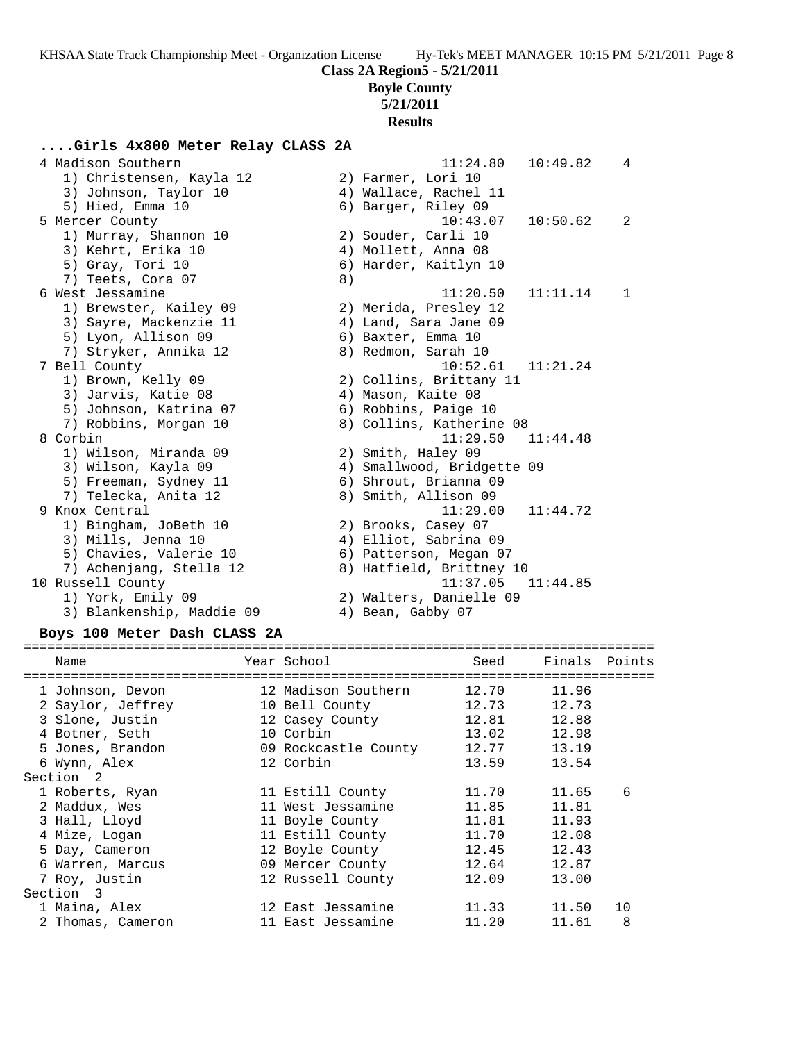**Class 2A Region5 - 5/21/2011**

**Boyle County**

**5/21/2011**

**Results**

## ....Girls 4x800 Meter Relay CLASS 2A

| Place | Team | Seed | Finals | Points |
|---|---|---|---|---|
| 4 | Madison Southern | 11:24.80 | 10:49.82 | 4 |
| | 1) Christensen, Kayla 12; 2) Farmer, Lori 10; 3) Johnson, Taylor 10; 4) Wallace, Rachel 11; 5) Hied, Emma 10; 6) Barger, Riley 09 | | | |
| 5 | Mercer County | 10:43.07 | 10:50.62 | 2 |
| | 1) Murray, Shannon 10; 2) Souder, Carli 10; 3) Kehrt, Erika 10; 4) Mollett, Anna 08; 5) Gray, Tori 10; 6) Harder, Kaitlyn 10; 7) Teets, Cora 07; 8) | | | |
| 6 | West Jessamine | 11:20.50 | 11:11.14 | 1 |
| | 1) Brewster, Kailey 09; 2) Merida, Presley 12; 3) Sayre, Mackenzie 11; 4) Land, Sara Jane 09; 5) Lyon, Allison 09; 6) Baxter, Emma 10; 7) Stryker, Annika 12; 8) Redmon, Sarah 10 | | | |
| 7 | Bell County | 10:52.61 | 11:21.24 | |
| | 1) Brown, Kelly 09; 2) Collins, Brittany 11; 3) Jarvis, Katie 08; 4) Mason, Kaite 08; 5) Johnson, Katrina 07; 6) Robbins, Paige 10; 7) Robbins, Morgan 10; 8) Collins, Katherine 08 | | | |
| 8 | Corbin | 11:29.50 | 11:44.48 | |
| | 1) Wilson, Miranda 09; 2) Smith, Haley 09; 3) Wilson, Kayla 09; 4) Smallwood, Bridgette 09; 5) Freeman, Sydney 11; 6) Shrout, Brianna 09; 7) Telecka, Anita 12; 8) Smith, Allison 09 | | | |
| 9 | Knox Central | 11:29.00 | 11:44.72 | |
| | 1) Bingham, JoBeth 10; 2) Brooks, Casey 07; 3) Mills, Jenna 10; 4) Elliot, Sabrina 09; 5) Chavies, Valerie 10; 6) Patterson, Megan 07; 7) Achenjang, Stella 12; 8) Hatfield, Brittney 10 | | | |
| 10 | Russell County | 11:37.05 | 11:44.85 | |
| | 1) York, Emily 09; 2) Walters, Danielle 09; 3) Blankenship, Maddie 09; 4) Bean, Gabby 07 | | | |

## Boys 100 Meter Dash CLASS 2A

| Name | Year | School | Seed | Finals | Points |
|---|---|---|---|---|---|
| 1 Johnson, Devon | 12 | Madison Southern | 12.70 | 11.96 | |
| 2 Saylor, Jeffrey | 10 | Bell County | 12.73 | 12.73 | |
| 3 Slone, Justin | 12 | Casey County | 12.81 | 12.88 | |
| 4 Botner, Seth | 10 | Corbin | 13.02 | 12.98 | |
| 5 Jones, Brandon | 09 | Rockcastle County | 12.77 | 13.19 | |
| 6 Wynn, Alex | 12 | Corbin | 13.59 | 13.54 | |
| **Section 2** | | | | | |
| 1 Roberts, Ryan | 11 | Estill County | 11.70 | 11.65 | 6 |
| 2 Maddux, Wes | 11 | West Jessamine | 11.85 | 11.81 | |
| 3 Hall, Lloyd | 11 | Boyle County | 11.81 | 11.93 | |
| 4 Mize, Logan | 11 | Estill County | 11.70 | 12.08 | |
| 5 Day, Cameron | 12 | Boyle County | 12.45 | 12.43 | |
| 6 Warren, Marcus | 09 | Mercer County | 12.64 | 12.87 | |
| 7 Roy, Justin | 12 | Russell County | 12.09 | 13.00 | |
| **Section 3** | | | | | |
| 1 Maina, Alex | 12 | East Jessamine | 11.33 | 11.50 | 10 |
| 2 Thomas, Cameron | 11 | East Jessamine | 11.20 | 11.61 | 8 |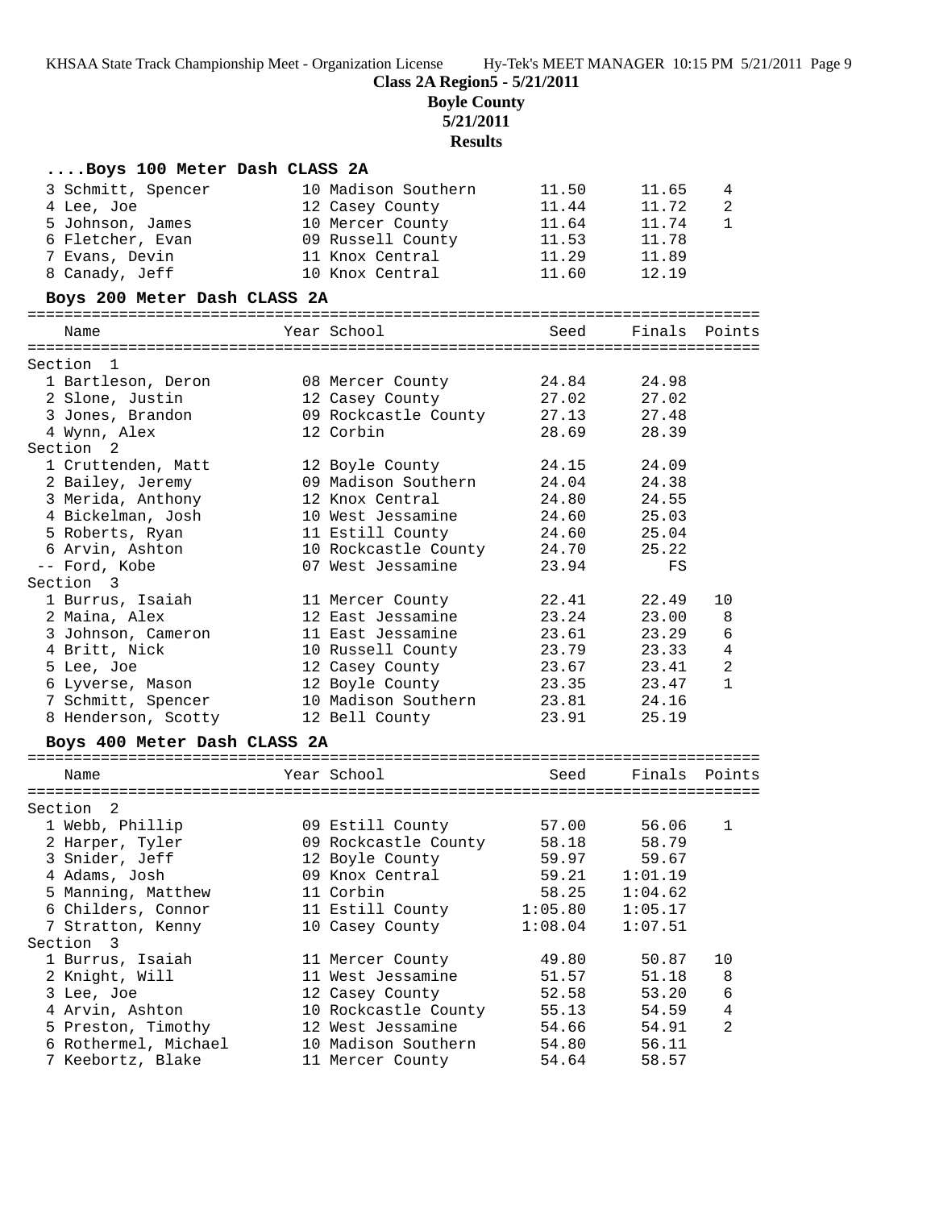**Class 2A Region5 - 5/21/2011**
**Boyle County**
**5/21/2011**
**Results**

### ....Boys 100 Meter Dash CLASS 2A

| Place | Name | Year | School | Seed | Finals | Points |
|---|---|---|---|---|---|---|
| 3 | Schmitt, Spencer | 10 | Madison Southern | 11.50 | 11.65 | 4 |
| 4 | Lee, Joe | 12 | Casey County | 11.44 | 11.72 | 2 |
| 5 | Johnson, James | 10 | Mercer County | 11.64 | 11.74 | 1 |
| 6 | Fletcher, Evan | 09 | Russell County | 11.53 | 11.78 | |
| 7 | Evans, Devin | 11 | Knox Central | 11.29 | 11.89 | |
| 8 | Canady, Jeff | 10 | Knox Central | 11.60 | 12.19 | |

### Boys 200 Meter Dash CLASS 2A

| Place | Name | Year | School | Seed | Finals | Points |
|---|---|---|---|---|---|---|
| **Section 1** | | | | | | |
| 1 | Bartleson, Deron | 08 | Mercer County | 24.84 | 24.98 | |
| 2 | Slone, Justin | 12 | Casey County | 27.02 | 27.02 | |
| 3 | Jones, Brandon | 09 | Rockcastle County | 27.13 | 27.48 | |
| 4 | Wynn, Alex | 12 | Corbin | 28.69 | 28.39 | |
| **Section 2** | | | | | | |
| 1 | Cruttenden, Matt | 12 | Boyle County | 24.15 | 24.09 | |
| 2 | Bailey, Jeremy | 09 | Madison Southern | 24.04 | 24.38 | |
| 3 | Merida, Anthony | 12 | Knox Central | 24.80 | 24.55 | |
| 4 | Bickelman, Josh | 10 | West Jessamine | 24.60 | 25.03 | |
| 5 | Roberts, Ryan | 11 | Estill County | 24.60 | 25.04 | |
| 6 | Arvin, Ashton | 10 | Rockcastle County | 24.70 | 25.22 | |
| -- | Ford, Kobe | 07 | West Jessamine | 23.94 | FS | |
| **Section 3** | | | | | | |
| 1 | Burrus, Isaiah | 11 | Mercer County | 22.41 | 22.49 | 10 |
| 2 | Maina, Alex | 12 | East Jessamine | 23.24 | 23.00 | 8 |
| 3 | Johnson, Cameron | 11 | East Jessamine | 23.61 | 23.29 | 6 |
| 4 | Britt, Nick | 10 | Russell County | 23.79 | 23.33 | 4 |
| 5 | Lee, Joe | 12 | Casey County | 23.67 | 23.41 | 2 |
| 6 | Lyverse, Mason | 12 | Boyle County | 23.35 | 23.47 | 1 |
| 7 | Schmitt, Spencer | 10 | Madison Southern | 23.81 | 24.16 | |
| 8 | Henderson, Scotty | 12 | Bell County | 23.91 | 25.19 | |

### Boys 400 Meter Dash CLASS 2A

| Place | Name | Year | School | Seed | Finals | Points |
|---|---|---|---|---|---|---|
| **Section 2** | | | | | | |
| 1 | Webb, Phillip | 09 | Estill County | 57.00 | 56.06 | 1 |
| 2 | Harper, Tyler | 09 | Rockcastle County | 58.18 | 58.79 | |
| 3 | Snider, Jeff | 12 | Boyle County | 59.97 | 59.67 | |
| 4 | Adams, Josh | 09 | Knox Central | 59.21 | 1:01.19 | |
| 5 | Manning, Matthew | 11 | Corbin | 58.25 | 1:04.62 | |
| 6 | Childers, Connor | 11 | Estill County | 1:05.80 | 1:05.17 | |
| 7 | Stratton, Kenny | 10 | Casey County | 1:08.04 | 1:07.51 | |
| **Section 3** | | | | | | |
| 1 | Burrus, Isaiah | 11 | Mercer County | 49.80 | 50.87 | 10 |
| 2 | Knight, Will | 11 | West Jessamine | 51.57 | 51.18 | 8 |
| 3 | Lee, Joe | 12 | Casey County | 52.58 | 53.20 | 6 |
| 4 | Arvin, Ashton | 10 | Rockcastle County | 55.13 | 54.59 | 4 |
| 5 | Preston, Timothy | 12 | West Jessamine | 54.66 | 54.91 | 2 |
| 6 | Rothermel, Michael | 10 | Madison Southern | 54.80 | 56.11 | |
| 7 | Keebortz, Blake | 11 | Mercer County | 54.64 | 58.57 | |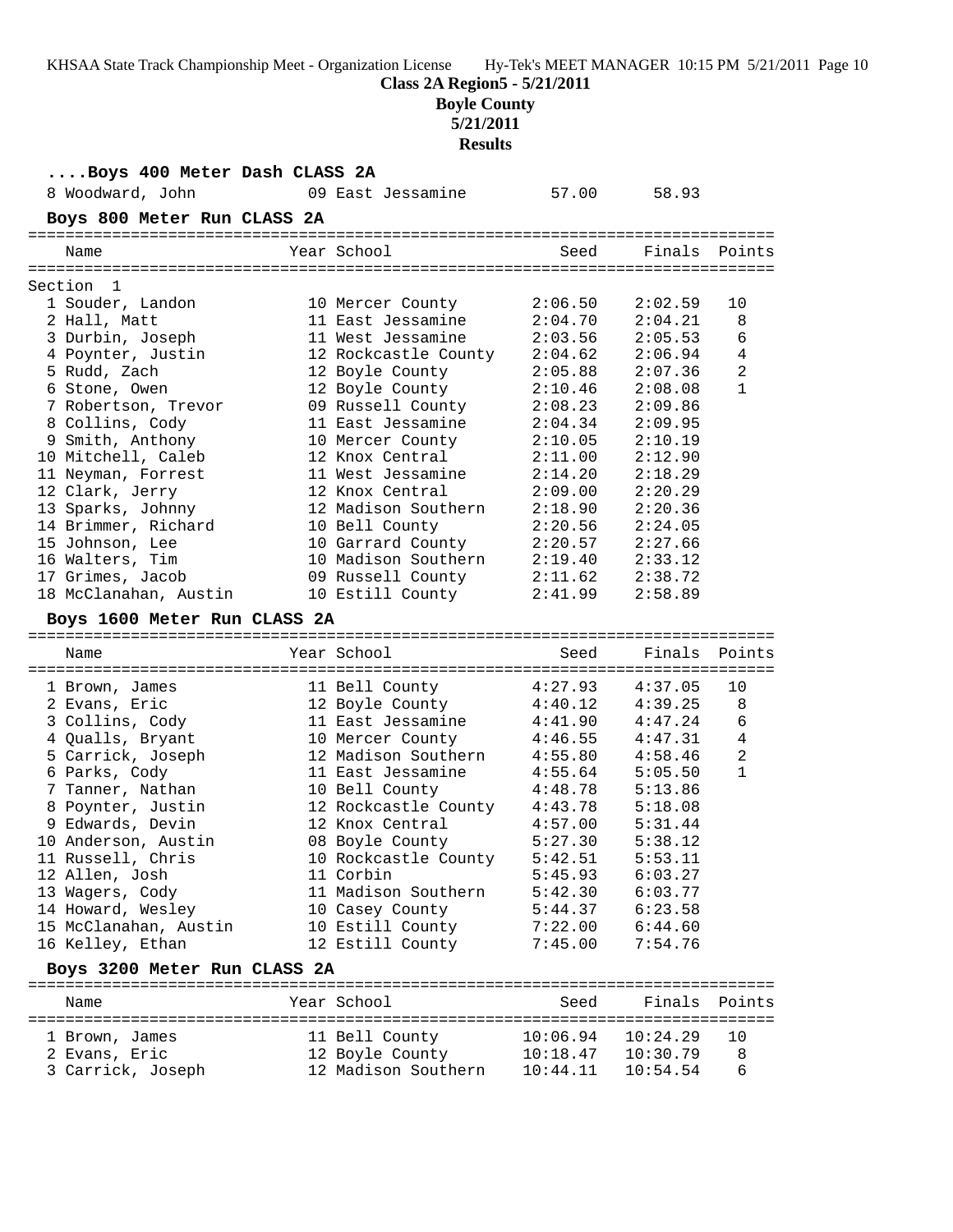**Class 2A Region5 - 5/21/2011**

**Boyle County**

**5/21/2011**

**Results**

### ....Boys 400 Meter Dash CLASS 2A

| | Name | Year | School | Seed | Finals | Points |
|---|---|---|---|---|---|---|
| 8 | Woodward, John | 09 | East Jessamine | 57.00 | 58.93 | |

### Boys 800 Meter Run CLASS 2A

| | Name | Year | School | Seed | Finals | Points |
|---|---|---|---|---|---|---|
| Section 1 | | | | | | |
| 1 | Souder, Landon | 10 | Mercer County | 2:06.50 | 2:02.59 | 10 |
| 2 | Hall, Matt | 11 | East Jessamine | 2:04.70 | 2:04.21 | 8 |
| 3 | Durbin, Joseph | 11 | West Jessamine | 2:03.56 | 2:05.53 | 6 |
| 4 | Poynter, Justin | 12 | Rockcastle County | 2:04.62 | 2:06.94 | 4 |
| 5 | Rudd, Zach | 12 | Boyle County | 2:05.88 | 2:07.36 | 2 |
| 6 | Stone, Owen | 12 | Boyle County | 2:10.46 | 2:08.08 | 1 |
| 7 | Robertson, Trevor | 09 | Russell County | 2:08.23 | 2:09.86 | |
| 8 | Collins, Cody | 11 | East Jessamine | 2:04.34 | 2:09.95 | |
| 9 | Smith, Anthony | 10 | Mercer County | 2:10.05 | 2:10.19 | |
| 10 | Mitchell, Caleb | 12 | Knox Central | 2:11.00 | 2:12.90 | |
| 11 | Neyman, Forrest | 11 | West Jessamine | 2:14.20 | 2:18.29 | |
| 12 | Clark, Jerry | 12 | Knox Central | 2:09.00 | 2:20.29 | |
| 13 | Sparks, Johnny | 12 | Madison Southern | 2:18.90 | 2:20.36 | |
| 14 | Brimmer, Richard | 10 | Bell County | 2:20.56 | 2:24.05 | |
| 15 | Johnson, Lee | 10 | Garrard County | 2:20.57 | 2:27.66 | |
| 16 | Walters, Tim | 10 | Madison Southern | 2:19.40 | 2:33.12 | |
| 17 | Grimes, Jacob | 09 | Russell County | 2:11.62 | 2:38.72 | |
| 18 | McClanahan, Austin | 10 | Estill County | 2:41.99 | 2:58.89 | |

### Boys 1600 Meter Run CLASS 2A

| | Name | Year | School | Seed | Finals | Points |
|---|---|---|---|---|---|---|
| 1 | Brown, James | 11 | Bell County | 4:27.93 | 4:37.05 | 10 |
| 2 | Evans, Eric | 12 | Boyle County | 4:40.12 | 4:39.25 | 8 |
| 3 | Collins, Cody | 11 | East Jessamine | 4:41.90 | 4:47.24 | 6 |
| 4 | Qualls, Bryant | 10 | Mercer County | 4:46.55 | 4:47.31 | 4 |
| 5 | Carrick, Joseph | 12 | Madison Southern | 4:55.80 | 4:58.46 | 2 |
| 6 | Parks, Cody | 11 | East Jessamine | 4:55.64 | 5:05.50 | 1 |
| 7 | Tanner, Nathan | 10 | Bell County | 4:48.78 | 5:13.86 | |
| 8 | Poynter, Justin | 12 | Rockcastle County | 4:43.78 | 5:18.08 | |
| 9 | Edwards, Devin | 12 | Knox Central | 4:57.00 | 5:31.44 | |
| 10 | Anderson, Austin | 08 | Boyle County | 5:27.30 | 5:38.12 | |
| 11 | Russell, Chris | 10 | Rockcastle County | 5:42.51 | 5:53.11 | |
| 12 | Allen, Josh | 11 | Corbin | 5:45.93 | 6:03.27 | |
| 13 | Wagers, Cody | 11 | Madison Southern | 5:42.30 | 6:03.77 | |
| 14 | Howard, Wesley | 10 | Casey County | 5:44.37 | 6:23.58 | |
| 15 | McClanahan, Austin | 10 | Estill County | 7:22.00 | 6:44.60 | |
| 16 | Kelley, Ethan | 12 | Estill County | 7:45.00 | 7:54.76 | |

### Boys 3200 Meter Run CLASS 2A

| | Name | Year | School | Seed | Finals | Points |
|---|---|---|---|---|---|---|
| 1 | Brown, James | 11 | Bell County | 10:06.94 | 10:24.29 | 10 |
| 2 | Evans, Eric | 12 | Boyle County | 10:18.47 | 10:30.79 | 8 |
| 3 | Carrick, Joseph | 12 | Madison Southern | 10:44.11 | 10:54.54 | 6 |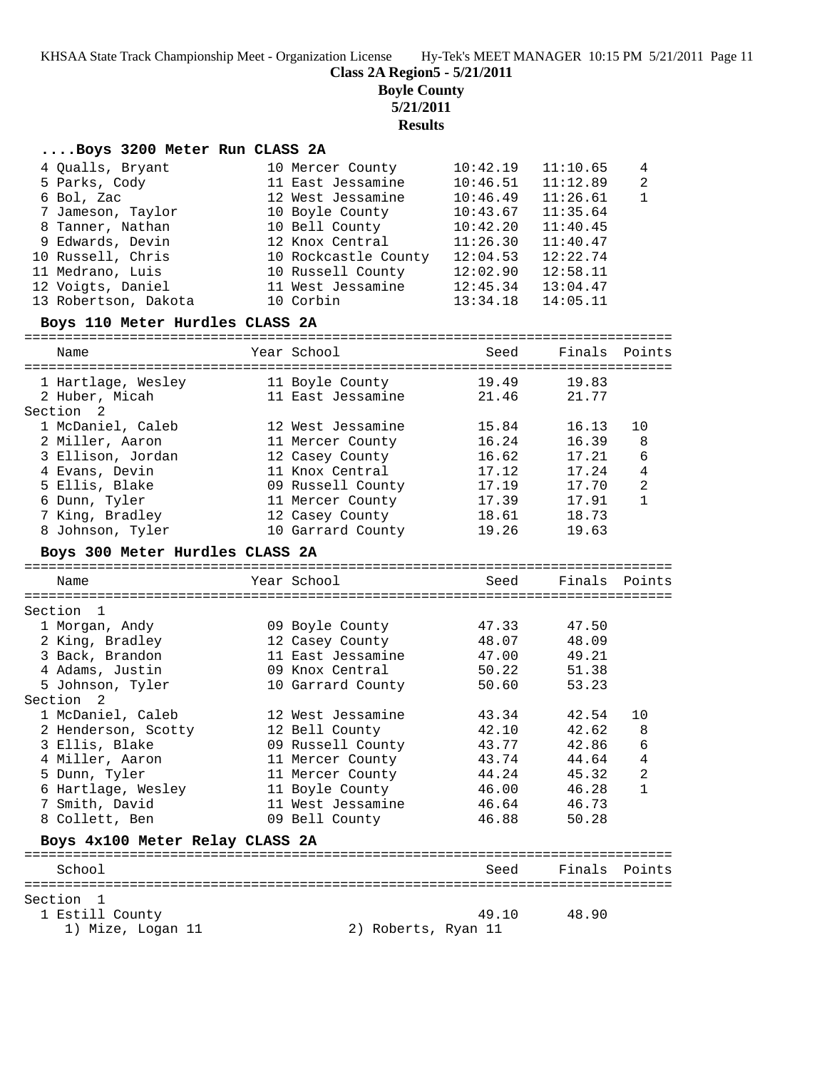**Class 2A Region5 - 5/21/2011**

**Boyle County**

**5/21/2011**

**Results**

### ....Boys 3200 Meter Run CLASS 2A

| Place | Name | Year | School | Seed | Finals | Points |
|---|---|---|---|---|---|---|
| 4 | Qualls, Bryant | 10 | Mercer County | 10:42.19 | 11:10.65 | 4 |
| 5 | Parks, Cody | 11 | East Jessamine | 10:46.51 | 11:12.89 | 2 |
| 6 | Bol, Zac | 12 | West Jessamine | 10:46.49 | 11:26.61 | 1 |
| 7 | Jameson, Taylor | 10 | Boyle County | 10:43.67 | 11:35.64 | |
| 8 | Tanner, Nathan | 10 | Bell County | 10:42.20 | 11:40.45 | |
| 9 | Edwards, Devin | 12 | Knox Central | 11:26.30 | 11:40.47 | |
| 10 | Russell, Chris | 10 | Rockcastle County | 12:04.53 | 12:22.74 | |
| 11 | Medrano, Luis | 10 | Russell County | 12:02.90 | 12:58.11 | |
| 12 | Voigts, Daniel | 11 | West Jessamine | 12:45.34 | 13:04.47 | |
| 13 | Robertson, Dakota | 10 | Corbin | 13:34.18 | 14:05.11 | |

### Boys 110 Meter Hurdles CLASS 2A

| Place | Name | Year | School | Seed | Finals | Points |
|---|---|---|---|---|---|---|
| 1 | Hartlage, Wesley | 11 | Boyle County | 19.49 | 19.83 | |
| 2 | Huber, Micah | 11 | East Jessamine | 21.46 | 21.77 | |
| **Section 2** | | | | | | |
| 1 | McDaniel, Caleb | 12 | West Jessamine | 15.84 | 16.13 | 10 |
| 2 | Miller, Aaron | 11 | Mercer County | 16.24 | 16.39 | 8 |
| 3 | Ellison, Jordan | 12 | Casey County | 16.62 | 17.21 | 6 |
| 4 | Evans, Devin | 11 | Knox Central | 17.12 | 17.24 | 4 |
| 5 | Ellis, Blake | 09 | Russell County | 17.19 | 17.70 | 2 |
| 6 | Dunn, Tyler | 11 | Mercer County | 17.39 | 17.91 | 1 |
| 7 | King, Bradley | 12 | Casey County | 18.61 | 18.73 | |
| 8 | Johnson, Tyler | 10 | Garrard County | 19.26 | 19.63 | |

### Boys 300 Meter Hurdles CLASS 2A

| Place | Name | Year | School | Seed | Finals | Points |
|---|---|---|---|---|---|---|
| **Section 1** | | | | | | |
| 1 | Morgan, Andy | 09 | Boyle County | 47.33 | 47.50 | |
| 2 | King, Bradley | 12 | Casey County | 48.07 | 48.09 | |
| 3 | Back, Brandon | 11 | East Jessamine | 47.00 | 49.21 | |
| 4 | Adams, Justin | 09 | Knox Central | 50.22 | 51.38 | |
| 5 | Johnson, Tyler | 10 | Garrard County | 50.60 | 53.23 | |
| **Section 2** | | | | | | |
| 1 | McDaniel, Caleb | 12 | West Jessamine | 43.34 | 42.54 | 10 |
| 2 | Henderson, Scotty | 12 | Bell County | 42.10 | 42.62 | 8 |
| 3 | Ellis, Blake | 09 | Russell County | 43.77 | 42.86 | 6 |
| 4 | Miller, Aaron | 11 | Mercer County | 43.74 | 44.64 | 4 |
| 5 | Dunn, Tyler | 11 | Mercer County | 44.24 | 45.32 | 2 |
| 6 | Hartlage, Wesley | 11 | Boyle County | 46.00 | 46.28 | 1 |
| 7 | Smith, David | 11 | West Jessamine | 46.64 | 46.73 | |
| 8 | Collett, Ben | 09 | Bell County | 46.88 | 50.28 | |

### Boys 4x100 Meter Relay CLASS 2A

| Place | School | Seed | Finals | Points |
|---|---|---|---|---|
| **Section 1** | | | | |
| 1 | Estill County | 49.10 | 48.90 | |

1) Mize, Logan 11 2) Roberts, Ryan 11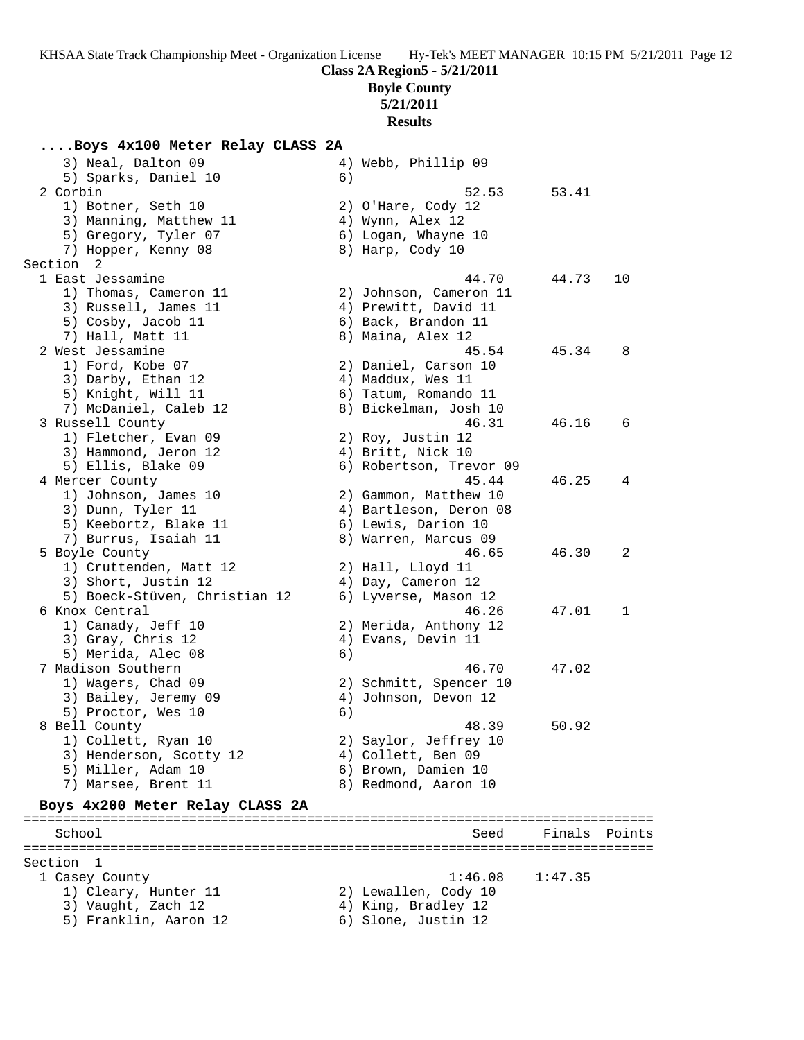**Class 2A Region5 - 5/21/2011**

**Boyle County**

**5/21/2011**

**Results**

## ....Boys 4x100 Meter Relay CLASS 2A

```
    3) Neal, Dalton 09                4) Webb, Phillip 09
    5) Sparks, Daniel 10              6)
  2 Corbin                                        52.53      53.41
    1) Botner, Seth 10                2) O'Hare, Cody 12
    3) Manning, Matthew 11            4) Wynn, Alex 12
    5) Gregory, Tyler 07              6) Logan, Whayne 10
    7) Hopper, Kenny 08               8) Harp, Cody 10
Section  2
  1 East Jessamine                                44.70      44.73   10
    1) Thomas, Cameron 11             2) Johnson, Cameron 11
    3) Russell, James 11              4) Prewitt, David 11
    5) Cosby, Jacob 11                6) Back, Brandon 11
    7) Hall, Matt 11                  8) Maina, Alex 12
  2 West Jessamine                                45.54      45.34    8
    1) Ford, Kobe 07                  2) Daniel, Carson 10
    3) Darby, Ethan 12                4) Maddux, Wes 11
    5) Knight, Will 11                6) Tatum, Romando 11
    7) McDaniel, Caleb 12             8) Bickelman, Josh 10
  3 Russell County                                46.31      46.16    6
    1) Fletcher, Evan 09              2) Roy, Justin 12
    3) Hammond, Jeron 12              4) Britt, Nick 10
    5) Ellis, Blake 09                6) Robertson, Trevor 09
  4 Mercer County                                 45.44      46.25    4
    1) Johnson, James 10              2) Gammon, Matthew 10
    3) Dunn, Tyler 11                 4) Bartleson, Deron 08
    5) Keebortz, Blake 11             6) Lewis, Darion 10
    7) Burrus, Isaiah 11              8) Warren, Marcus 09
  5 Boyle County                                  46.65      46.30    2
    1) Cruttenden, Matt 12            2) Hall, Lloyd 11
    3) Short, Justin 12               4) Day, Cameron 12
    5) Boeck-Stüven, Christian 12     6) Lyverse, Mason 12
  6 Knox Central                                  46.26      47.01    1
    1) Canady, Jeff 10                2) Merida, Anthony 12
    3) Gray, Chris 12                 4) Evans, Devin 11
    5) Merida, Alec 08                6)
  7 Madison Southern                              46.70      47.02
    1) Wagers, Chad 09                2) Schmitt, Spencer 10
    3) Bailey, Jeremy 09              4) Johnson, Devon 12
    5) Proctor, Wes 10                6)
  8 Bell County                                   48.39      50.92
    1) Collett, Ryan 10               2) Saylor, Jeffrey 10
    3) Henderson, Scotty 12           4) Collett, Ben 09
    5) Miller, Adam 10                6) Brown, Damien 10
    7) Marsee, Brent 11               8) Redmond, Aaron 10
```

## Boys 4x200 Meter Relay CLASS 2A

```
================================================================================
    School                                          Seed     Finals  Points
================================================================================
Section  1
  1 Casey County                                1:46.08    1:47.35
    1) Cleary, Hunter 11              2) Lewallen, Cody 10
    3) Vaught, Zach 12                4) King, Bradley 12
    5) Franklin, Aaron 12             6) Slone, Justin 12
```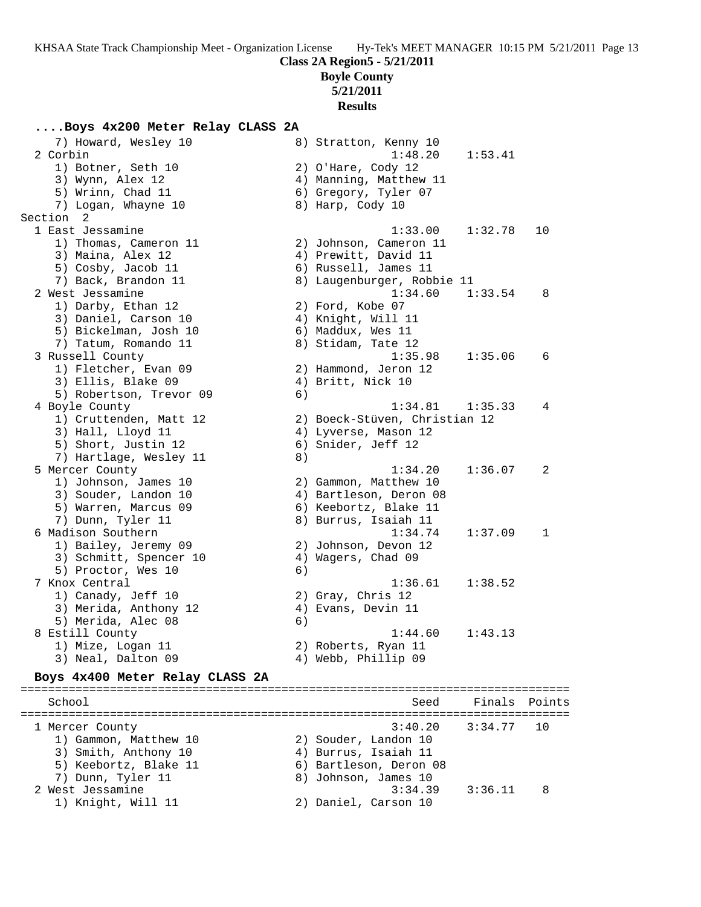**Class 2A Region5 - 5/21/2011**

**Boyle County**

**5/21/2011**

**Results**

### ....Boys 4x200 Meter Relay CLASS 2A

```
    7) Howard, Wesley 10               8) Stratton, Kenny 10
  2 Corbin                                      1:48.20    1:53.41
    1) Botner, Seth 10                 2) O'Hare, Cody 12
    3) Wynn, Alex 12                   4) Manning, Matthew 11
    5) Wrinn, Chad 11                  6) Gregory, Tyler 07
    7) Logan, Whayne 10                8) Harp, Cody 10
Section  2
  1 East Jessamine                              1:33.00    1:32.78   10
    1) Thomas, Cameron 11              2) Johnson, Cameron 11
    3) Maina, Alex 12                  4) Prewitt, David 11
    5) Cosby, Jacob 11                 6) Russell, James 11
    7) Back, Brandon 11                8) Laugenburger, Robbie 11
  2 West Jessamine                              1:34.60    1:33.54    8
    1) Darby, Ethan 12                 2) Ford, Kobe 07
    3) Daniel, Carson 10               4) Knight, Will 11
    5) Bickelman, Josh 10              6) Maddux, Wes 11
    7) Tatum, Romando 11               8) Stidam, Tate 12
  3 Russell County                              1:35.98    1:35.06    6
    1) Fletcher, Evan 09               2) Hammond, Jeron 12
    3) Ellis, Blake 09                 4) Britt, Nick 10
    5) Robertson, Trevor 09            6)
  4 Boyle County                                1:34.81    1:35.33    4
    1) Cruttenden, Matt 12             2) Boeck-Stüven, Christian 12
    3) Hall, Lloyd 11                  4) Lyverse, Mason 12
    5) Short, Justin 12                6) Snider, Jeff 12
    7) Hartlage, Wesley 11             8)
  5 Mercer County                               1:34.20    1:36.07    2
    1) Johnson, James 10               2) Gammon, Matthew 10
    3) Souder, Landon 10               4) Bartleson, Deron 08
    5) Warren, Marcus 09               6) Keebortz, Blake 11
    7) Dunn, Tyler 11                  8) Burrus, Isaiah 11
  6 Madison Southern                            1:34.74    1:37.09    1
    1) Bailey, Jeremy 09               2) Johnson, Devon 12
    3) Schmitt, Spencer 10             4) Wagers, Chad 09
    5) Proctor, Wes 10                 6)
  7 Knox Central                                1:36.61    1:38.52
    1) Canady, Jeff 10                 2) Gray, Chris 12
    3) Merida, Anthony 12              4) Evans, Devin 11
    5) Merida, Alec 08                 6)
  8 Estill County                               1:44.60    1:43.13
    1) Mize, Logan 11                  2) Roberts, Ryan 11
    3) Neal, Dalton 09                 4) Webb, Phillip 09
```

### Boys 4x400 Meter Relay CLASS 2A

```
================================================================================
    School                                         Seed     Finals  Points
================================================================================
  1 Mercer County                               3:40.20    3:34.77   10
    1) Gammon, Matthew 10              2) Souder, Landon 10
    3) Smith, Anthony 10               4) Burrus, Isaiah 11
    5) Keebortz, Blake 11              6) Bartleson, Deron 08
    7) Dunn, Tyler 11                  8) Johnson, James 10
  2 West Jessamine                              3:34.39    3:36.11    8
    1) Knight, Will 11                 2) Daniel, Carson 10
```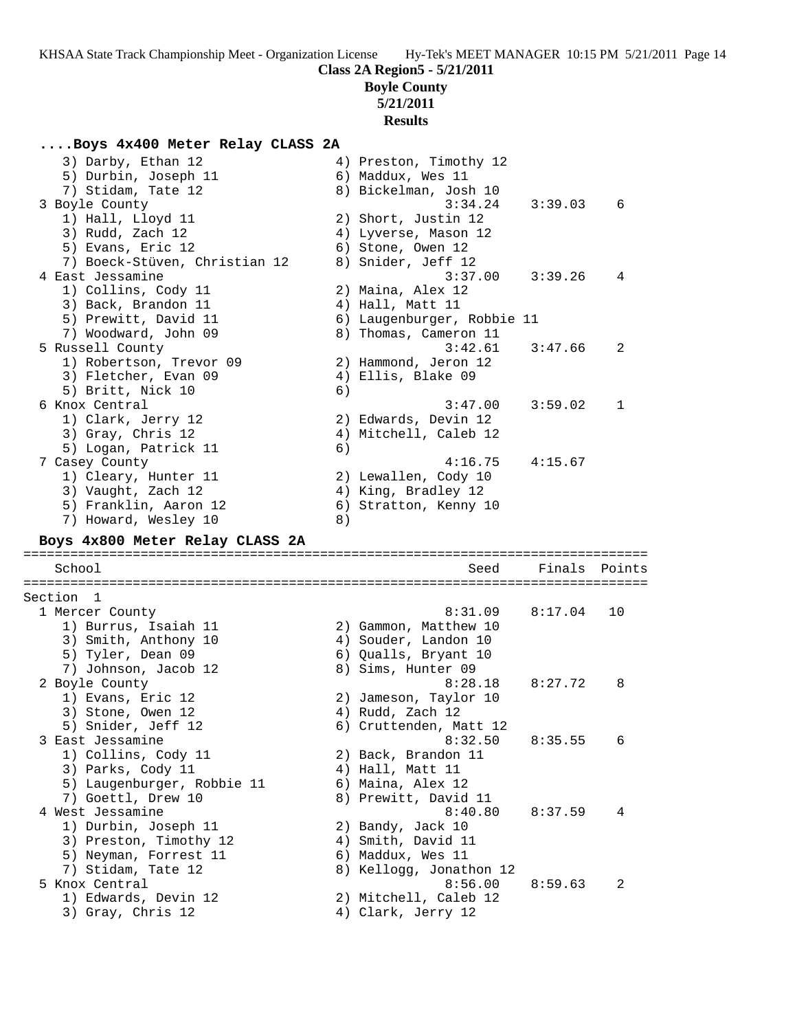**Class 2A Region5 - 5/21/2011**

**Boyle County**

**5/21/2011**

**Results**

### ....Boys 4x400 Meter Relay CLASS 2A

```
    3) Darby, Ethan 12                 4) Preston, Timothy 12
    5) Durbin, Joseph 11               6) Maddux, Wes 11
    7) Stidam, Tate 12                 8) Bickelman, Josh 10
  3 Boyle County                                3:34.24    3:39.03    6
    1) Hall, Lloyd 11                  2) Short, Justin 12
    3) Rudd, Zach 12                   4) Lyverse, Mason 12
    5) Evans, Eric 12                  6) Stone, Owen 12
    7) Boeck-Stüven, Christian 12      8) Snider, Jeff 12
  4 East Jessamine                              3:37.00    3:39.26    4
    1) Collins, Cody 11                2) Maina, Alex 12
    3) Back, Brandon 11                4) Hall, Matt 11
    5) Prewitt, David 11               6) Laugenburger, Robbie 11
    7) Woodward, John 09               8) Thomas, Cameron 11
  5 Russell County                              3:42.61    3:47.66    2
    1) Robertson, Trevor 09            2) Hammond, Jeron 12
    3) Fletcher, Evan 09               4) Ellis, Blake 09
    5) Britt, Nick 10                  6)
  6 Knox Central                                3:47.00    3:59.02    1
    1) Clark, Jerry 12                 2) Edwards, Devin 12
    3) Gray, Chris 12                  4) Mitchell, Caleb 12
    5) Logan, Patrick 11               6)
  7 Casey County                                4:16.75    4:15.67
    1) Cleary, Hunter 11               2) Lewallen, Cody 10
    3) Vaught, Zach 12                 4) King, Bradley 12
    5) Franklin, Aaron 12              6) Stratton, Kenny 10
    7) Howard, Wesley 10               8)
```

### Boys 4x800 Meter Relay CLASS 2A

```
================================================================================
   School                                          Seed     Finals  Points
================================================================================
Section  1
  1 Mercer County                               8:31.09    8:17.04   10
    1) Burrus, Isaiah 11               2) Gammon, Matthew 10
    3) Smith, Anthony 10               4) Souder, Landon 10
    5) Tyler, Dean 09                  6) Qualls, Bryant 10
    7) Johnson, Jacob 12               8) Sims, Hunter 09
  2 Boyle County                                8:28.18    8:27.72    8
    1) Evans, Eric 12                  2) Jameson, Taylor 10
    3) Stone, Owen 12                  4) Rudd, Zach 12
    5) Snider, Jeff 12                 6) Cruttenden, Matt 12
  3 East Jessamine                              8:32.50    8:35.55    6
    1) Collins, Cody 11                2) Back, Brandon 11
    3) Parks, Cody 11                  4) Hall, Matt 11
    5) Laugenburger, Robbie 11         6) Maina, Alex 12
    7) Goettl, Drew 10                 8) Prewitt, David 11
  4 West Jessamine                              8:40.80    8:37.59    4
    1) Durbin, Joseph 11               2) Bandy, Jack 10
    3) Preston, Timothy 12             4) Smith, David 11
    5) Neyman, Forrest 11              6) Maddux, Wes 11
    7) Stidam, Tate 12                 8) Kellogg, Jonathon 12
  5 Knox Central                                8:56.00    8:59.63    2
    1) Edwards, Devin 12               2) Mitchell, Caleb 12
    3) Gray, Chris 12                  4) Clark, Jerry 12
```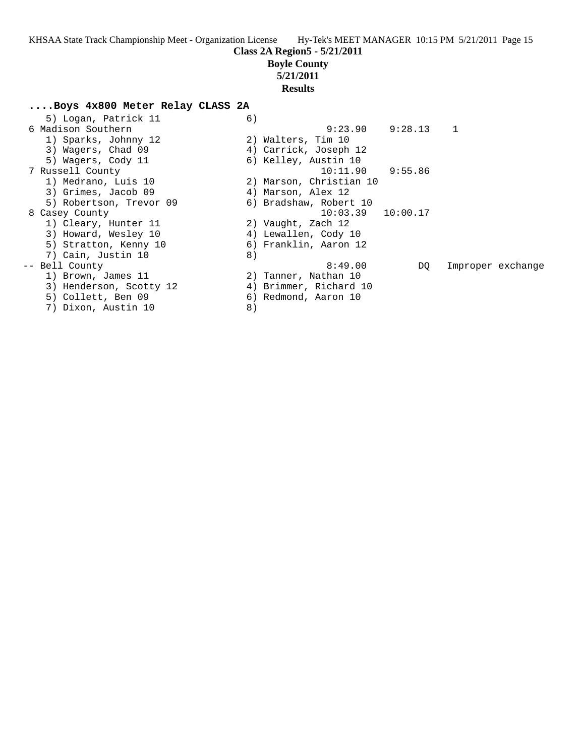**Class 2A Region5 - 5/21/2011**

**Boyle County**

**5/21/2011**

**Results**

### ....Boys 4x800 Meter Relay CLASS 2A

```
    5) Logan, Patrick 11              6)
 6 Madison Southern                                9:23.90    9:28.13    1
    1) Sparks, Johnny 12              2) Walters, Tim 10
    3) Wagers, Chad 09                4) Carrick, Joseph 12
    5) Wagers, Cody 11                6) Kelley, Austin 10
 7 Russell County                                 10:11.90    9:55.86
    1) Medrano, Luis 10               2) Marson, Christian 10
    3) Grimes, Jacob 09               4) Marson, Alex 12
    5) Robertson, Trevor 09           6) Bradshaw, Robert 10
 8 Casey County                                   10:03.39   10:00.17
    1) Cleary, Hunter 11              2) Vaught, Zach 12
    3) Howard, Wesley 10              4) Lewallen, Cody 10
    5) Stratton, Kenny 10             6) Franklin, Aaron 12
    7) Cain, Justin 10                8)
-- Bell County                                     8:49.00         DQ   Improper exchange
    1) Brown, James 11                2) Tanner, Nathan 10
    3) Henderson, Scotty 12           4) Brimmer, Richard 10
    5) Collett, Ben 09                6) Redmond, Aaron 10
    7) Dixon, Austin 10               8)
```